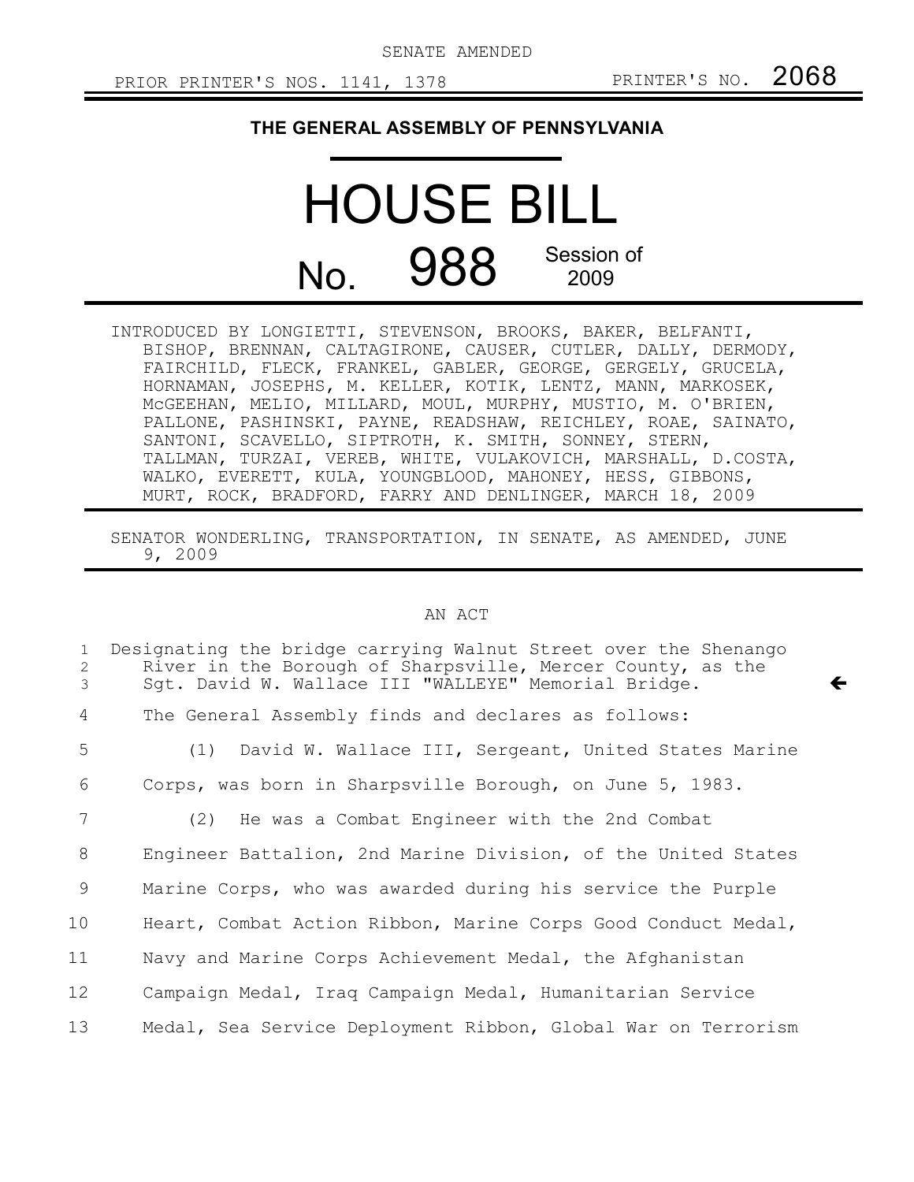SENATE AMENDED

PRIOR PRINTER'S NOS. 1141, 1378 PRINTER'S NO. 2068

**THE GENERAL ASSEMBLY OF PENNSYLVANIA**

# HOUSE BILL

## No. 988 Session of 2009

INTRODUCED BY LONGIETTI, STEVENSON, BROOKS, BAKER, BELFANTI, BISHOP, BRENNAN, CALTAGIRONE, CAUSER, CUTLER, DALLY, DERMODY, FAIRCHILD, FLECK, FRANKEL, GABLER, GEORGE, GERGELY, GRUCELA, HORNAMAN, JOSEPHS, M. KELLER, KOTIK, LENTZ, MANN, MARKOSEK, McGEEHAN, MELIO, MILLARD, MOUL, MURPHY, MUSTIO, M. O'BRIEN, PALLONE, PASHINSKI, PAYNE, READSHAW, REICHLEY, ROAE, SAINATO, SANTONI, SCAVELLO, SIPTROTH, K. SMITH, SONNEY, STERN, TALLMAN, TURZAI, VEREB, WHITE, VULAKOVICH, MARSHALL, D.COSTA, WALKO, EVERETT, KULA, YOUNGBLOOD, MAHONEY, HESS, GIBBONS, MURT, ROCK, BRADFORD, FARRY AND DENLINGER, MARCH 18, 2009

SENATOR WONDERLING, TRANSPORTATION, IN SENATE, AS AMENDED, JUNE 9, 2009

AN ACT

1 Designating the bridge carrying Walnut Street over the Shenango
2 River in the Borough of Sharpsville, Mercer County, as the
3 Sgt. David W. Wallace III "WALLEYE" Memorial Bridge. ←

4 The General Assembly finds and declares as follows:

5 (1) David W. Wallace III, Sergeant, United States Marine
6 Corps, was born in Sharpsville Borough, on June 5, 1983.

7 (2) He was a Combat Engineer with the 2nd Combat
8 Engineer Battalion, 2nd Marine Division, of the United States
9 Marine Corps, who was awarded during his service the Purple
10 Heart, Combat Action Ribbon, Marine Corps Good Conduct Medal,
11 Navy and Marine Corps Achievement Medal, the Afghanistan
12 Campaign Medal, Iraq Campaign Medal, Humanitarian Service
13 Medal, Sea Service Deployment Ribbon, Global War on Terrorism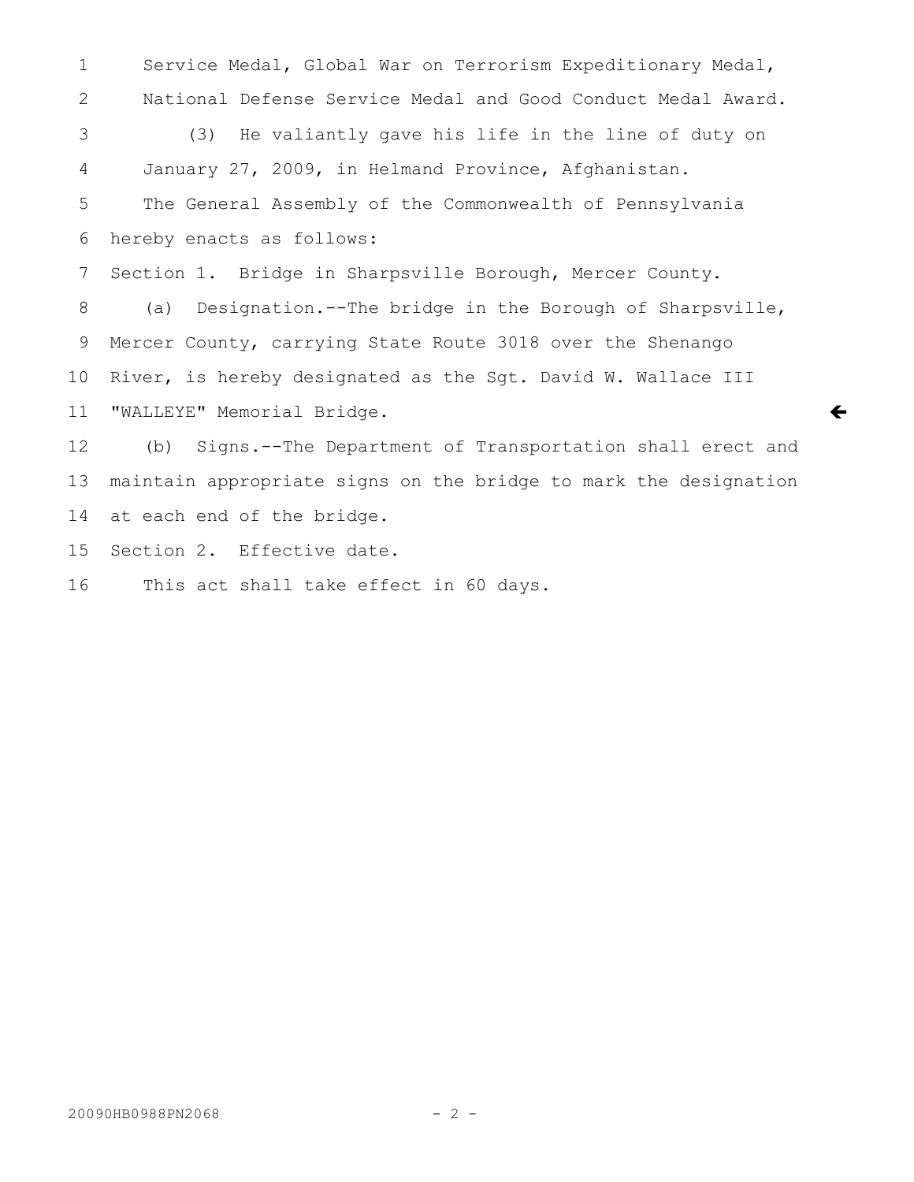Service Medal, Global War on Terrorism Expeditionary Medal, National Defense Service Medal and Good Conduct Medal Award.

(3) He valiantly gave his life in the line of duty on January 27, 2009, in Helmand Province, Afghanistan.

The General Assembly of the Commonwealth of Pennsylvania hereby enacts as follows:

Section 1. Bridge in Sharpsville Borough, Mercer County.

(a) Designation.--The bridge in the Borough of Sharpsville, Mercer County, carrying State Route 3018 over the Shenango River, is hereby designated as the Sgt. David W. Wallace III "WALLEYE" Memorial Bridge.

(b) Signs.--The Department of Transportation shall erect and maintain appropriate signs on the bridge to mark the designation at each end of the bridge.

Section 2. Effective date.

This act shall take effect in 60 days.